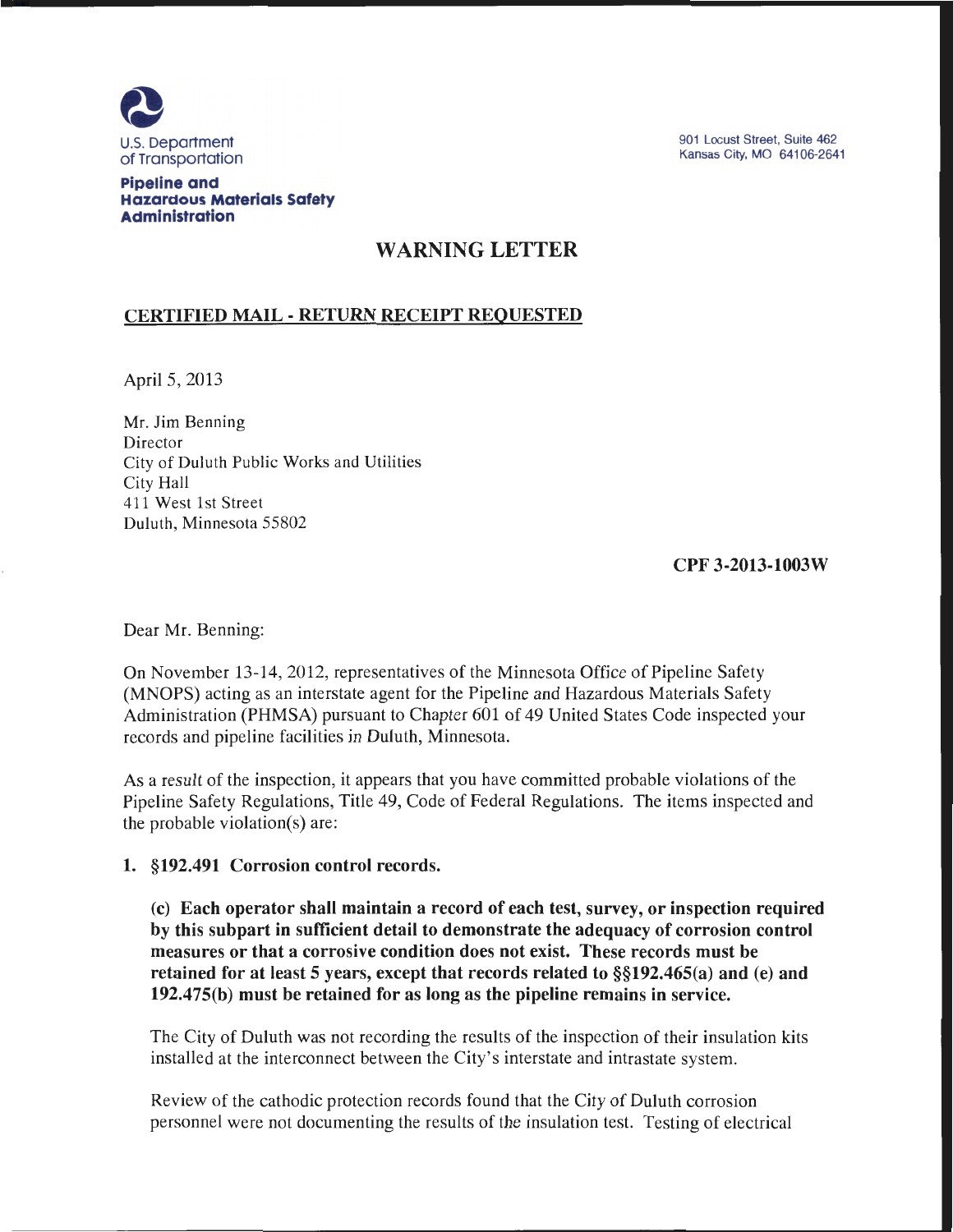U.S. Department of Transportation

**Pipeline and Hazardous Materials Safety Administration**

901 Locust Street, Suite 462
Kansas City, MO 64106-2641

# WARNING LETTER

**CERTIFIED MAIL - RETURN RECEIPT REQUESTED**

April 5, 2013

Mr. Jim Benning
Director
City of Duluth Public Works and Utilities
City Hall
411 West 1st Street
Duluth, Minnesota 55802

**CPF 3-2013-1003W**

Dear Mr. Benning:

On November 13-14, 2012, representatives of the Minnesota Office of Pipeline Safety (MNOPS) acting as an interstate agent for the Pipeline and Hazardous Materials Safety Administration (PHMSA) pursuant to Chapter 601 of 49 United States Code inspected your records and pipeline facilities in Duluth, Minnesota.

As a result of the inspection, it appears that you have committed probable violations of the Pipeline Safety Regulations, Title 49, Code of Federal Regulations. The items inspected and the probable violation(s) are:

**1. §192.491 Corrosion control records.**

**(c) Each operator shall maintain a record of each test, survey, or inspection required by this subpart in sufficient detail to demonstrate the adequacy of corrosion control measures or that a corrosive condition does not exist. These records must be retained for at least 5 years, except that records related to §§192.465(a) and (e) and 192.475(b) must be retained for as long as the pipeline remains in service.**

The City of Duluth was not recording the results of the inspection of their insulation kits installed at the interconnect between the City's interstate and intrastate system.

Review of the cathodic protection records found that the City of Duluth corrosion personnel were not documenting the results of the insulation test. Testing of electrical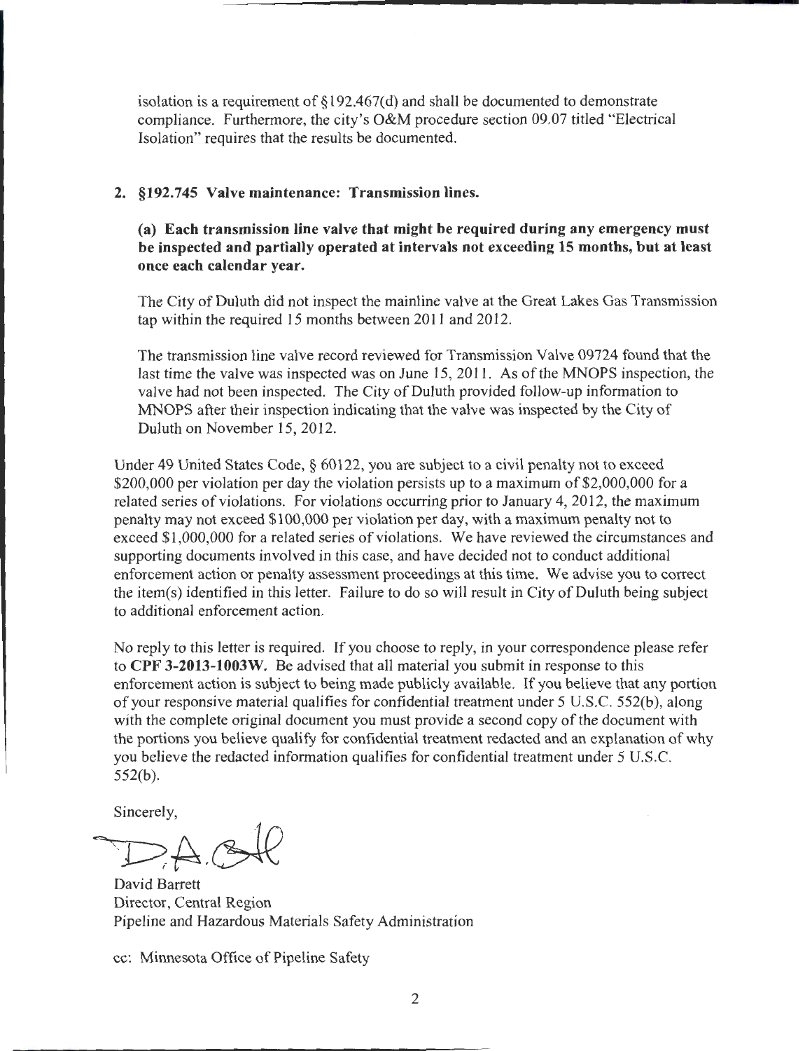isolation is a requirement of §192.467(d) and shall be documented to demonstrate compliance. Furthermore, the city's O&M procedure section 09.07 titled "Electrical Isolation" requires that the results be documented.

**2. §192.745 Valve maintenance: Transmission lines.**

**(a) Each transmission line valve that might be required during any emergency must be inspected and partially operated at intervals not exceeding 15 months, but at least once each calendar year.**

The City of Duluth did not inspect the mainline valve at the Great Lakes Gas Transmission tap within the required 15 months between 2011 and 2012.

The transmission line valve record reviewed for Transmission Valve 09724 found that the last time the valve was inspected was on June 15, 2011. As of the MNOPS inspection, the valve had not been inspected. The City of Duluth provided follow-up information to MNOPS after their inspection indicating that the valve was inspected by the City of Duluth on November 15, 2012.

Under 49 United States Code, § 60122, you are subject to a civil penalty not to exceed $200,000 per violation per day the violation persists up to a maximum of $2,000,000 for a related series of violations. For violations occurring prior to January 4, 2012, the maximum penalty may not exceed $100,000 per violation per day, with a maximum penalty not to exceed $1,000,000 for a related series of violations. We have reviewed the circumstances and supporting documents involved in this case, and have decided not to conduct additional enforcement action or penalty assessment proceedings at this time. We advise you to correct the item(s) identified in this letter. Failure to do so will result in City of Duluth being subject to additional enforcement action.

No reply to this letter is required. If you choose to reply, in your correspondence please refer to **CPF 3-2013-1003W.** Be advised that all material you submit in response to this enforcement action is subject to being made publicly available. If you believe that any portion of your responsive material qualifies for confidential treatment under 5 U.S.C. 552(b), along with the complete original document you must provide a second copy of the document with the portions you believe qualify for confidential treatment redacted and an explanation of why you believe the redacted information qualifies for confidential treatment under 5 U.S.C. 552(b).

Sincerely,

David Barrett
Director, Central Region
Pipeline and Hazardous Materials Safety Administration

cc: Minnesota Office of Pipeline Safety